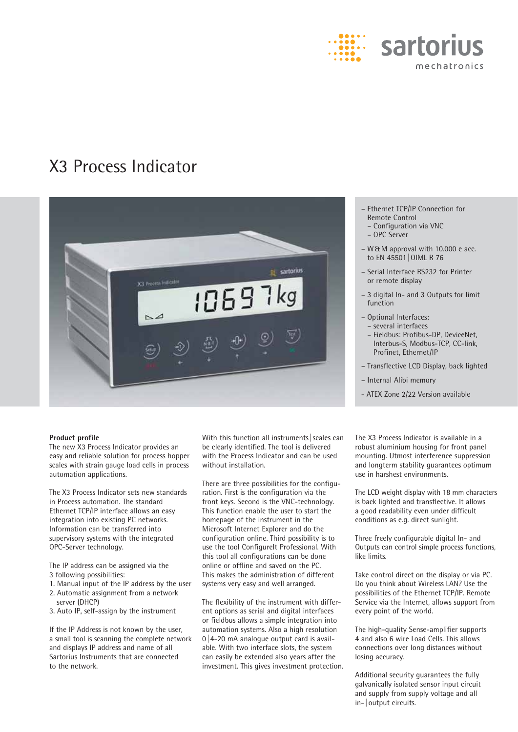# X3 Process Indicator

- Ethernet TCP/IP Connection for Remote Control
  - Configuration via VNC
  - OPC Server
- W&M approval with 10.000 e acc. to EN 45501 | OIML R 76
- Serial Interface RS232 for Printer or remote display
- 3 digital In- and 3 Outputs for limit function
- Optional Interfaces:
  - several interfaces
  - Fieldbus: Profibus-DP, DeviceNet, Interbus-S, Modbus-TCP, CC-link, Profinet, Ethernet/IP
- Transflective LCD Display, back lighted
- Internal Alibi memory
- ATEX Zone 2/22 Version available

**Product profile**

The new X3 Process Indicator provides an easy and reliable solution for process hopper scales with strain gauge load cells in process automation applications.

The X3 Process Indicator sets new standards in Process automation. The standard Ethernet TCP/IP interface allows an easy integration into existing PC networks. Information can be transferred into supervisory systems with the integrated OPC-Server technology.

The IP address can be assigned via the 3 following possibilities:

1. Manual input of the IP address by the user
2. Automatic assignment from a network server (DHCP)
3. Auto IP, self-assign by the instrument

If the IP Address is not known by the user, a small tool is scanning the complete network and displays IP address and name of all Sartorius Instruments that are connected to the network.

With this function all instruments | scales can be clearly identified. The tool is delivered with the Process Indicator and can be used without installation.

There are three possibilities for the configuration. First is the configuration via the front keys. Second is the VNC-technology. This function enable the user to start the homepage of the instrument in the Microsoft Internet Explorer and do the configuration online. Third possibility is to use the tool ConfigureIt Professional. With this tool all configurations can be done online or offline and saved on the PC. This makes the administration of different systems very easy and well arranged.

The flexibility of the instrument with different options as serial and digital interfaces or fieldbus allows a simple integration into automation systems. Also a high resolution 0 | 4-20 mA analogue output card is available. With two interface slots, the system can easily be extended also years after the investment. This gives investment protection.

The X3 Process Indicator is available in a robust aluminium housing for front panel mounting. Utmost interference suppression and longterm stability guarantees optimum use in harshest environments.

The LCD weight display with 18 mm characters is back lighted and transflective. It allows a good readability even under difficult conditions as e.g. direct sunlight.

Three freely configurable digital In- and Outputs can control simple process functions, like limits.

Take control direct on the display or via PC. Do you think about Wireless LAN? Use the possibilities of the Ethernet TCP/IP. Remote Service via the Internet, allows support from every point of the world.

The high-quality Sense-amplifier supports 4 and also 6 wire Load Cells. This allows connections over long distances without losing accuracy.

Additional security guarantees the fully galvanically isolated sensor input circuit and supply from supply voltage and all in- | output circuits.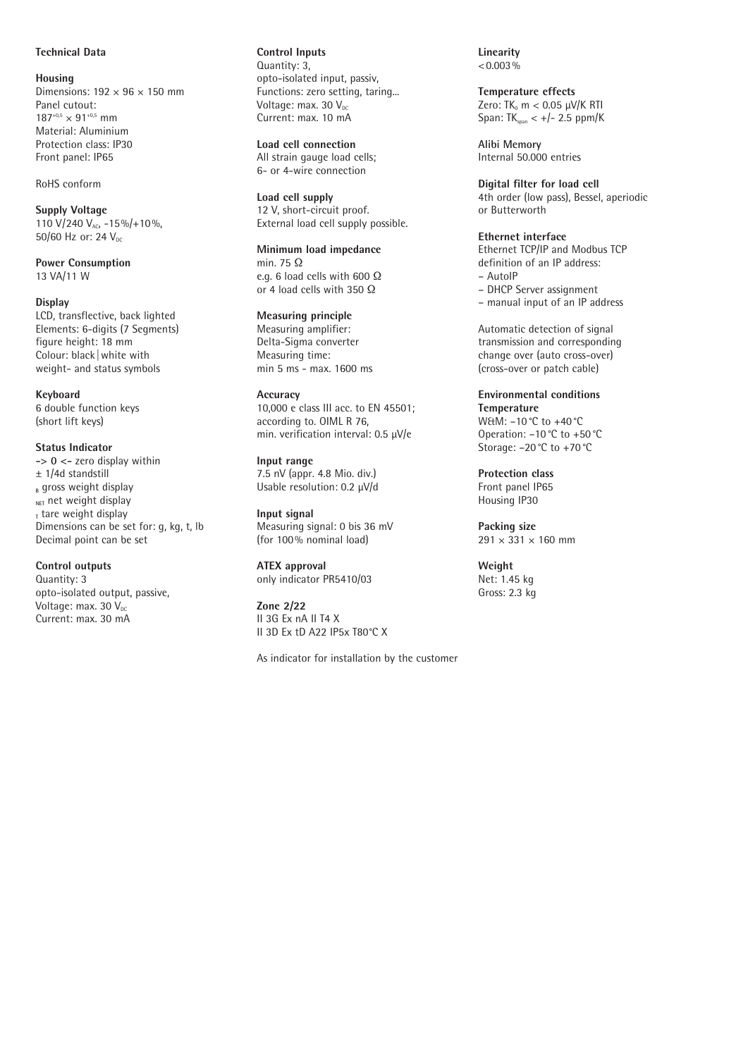**Technical Data**

**Housing**
Dimensions: 192 × 96 × 150 mm
Panel cutout:
$187^{+0,5}$ × $91^{+0,5}$ mm
Material: Aluminium
Protection class: IP30
Front panel: IP65

RoHS conform

**Supply Voltage**
110 V/240 $V_{AC}$, -15%/+10%,
50/60 Hz or: 24 $V_{DC}$

**Power Consumption**
13 VA/11 W

**Display**
LCD, transflective, back lighted
Elements: 6-digits (7 Segments)
figure height: 18 mm
Colour: black | white with
weight- and status symbols

**Keyboard**
6 double function keys
(short lift keys)

**Status Indicator**
**-> 0 <-** zero display within
± 1/4d standstill
$_{B}$ gross weight display
$_{NET}$ net weight display
$_{T}$ tare weight display
Dimensions can be set for: g, kg, t, lb
Decimal point can be set

**Control outputs**
Quantity: 3
opto-isolated output, passive,
Voltage: max. 30 $V_{DC}$
Current: max. 30 mA

**Control Inputs**
Quantity: 3,
opto-isolated input, passiv,
Functions: zero setting, taring...
Voltage: max. 30 $V_{DC}$
Current: max. 10 mA

**Load cell connection**
All strain gauge load cells;
6- or 4-wire connection

**Load cell supply**
12 V, short-circuit proof.
External load cell supply possible.

**Minimum load impedance**
min. 75 Ω
e.g. 6 load cells with 600 Ω
or 4 load cells with 350 Ω

**Measuring principle**
Measuring amplifier:
Delta-Sigma converter
Measuring time:
min 5 ms - max. 1600 ms

**Accuracy**
10,000 e class III acc. to EN 45501;
according to. OIML R 76,
min. verification interval: 0.5 µV/e

**Input range**
7.5 nV (appr. 4.8 Mio. div.)
Usable resolution: 0.2 µV/d

**Input signal**
Measuring signal: 0 bis 36 mV
(for 100% nominal load)

**ATEX approval**
only indicator PR5410/03

**Zone 2/22**
II 3G Ex nA II T4 X
II 3D Ex tD A22 IP5x T80°C X

As indicator for installation by the customer

**Linearity**
< 0.003%

**Temperature effects**
Zero: $TK_0$ m < 0.05 µV/K RTI
Span: $TK_{span}$ < +/- 2.5 ppm/K

**Alibi Memory**
Internal 50.000 entries

**Digital filter for load cell**
4th order (low pass), Bessel, aperiodic
or Butterworth

**Ethernet interface**
Ethernet TCP/IP and Modbus TCP
definition of an IP address:
- AutoIP
- DHCP Server assignment
- manual input of an IP address

Automatic detection of signal
transmission and corresponding
change over (auto cross-over)
(cross-over or patch cable)

**Environmental conditions**
**Temperature**
W&M: –10 °C to +40 °C
Operation: –10 °C to +50 °C
Storage: –20 °C to +70 °C

**Protection class**
Front panel IP65
Housing IP30

**Packing size**
291 × 331 × 160 mm

**Weight**
Net: 1.45 kg
Gross: 2.3 kg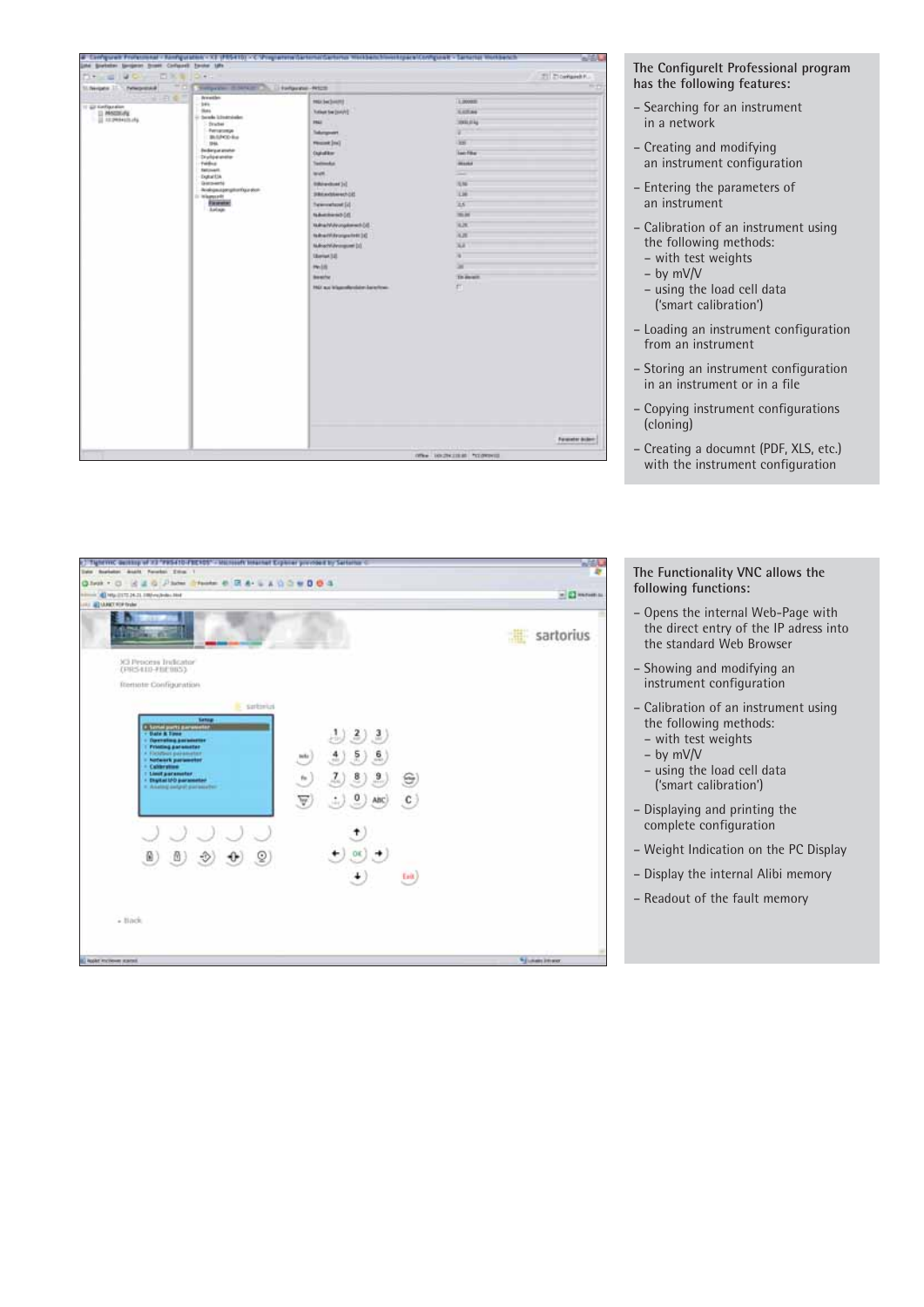**The ConfigureIt Professional program has the following features:**

- Searching for an instrument in a network
- Creating and modifying an instrument configuration
- Entering the parameters of an instrument
- Calibration of an instrument using the following methods:
  - with test weights
  - by mV/V
  - using the load cell data ('smart calibration')
- Loading an instrument configuration from an instrument
- Storing an instrument configuration in an instrument or in a file
- Copying instrument configurations (cloning)
- Creating a documnt (PDF, XLS, etc.) with the instrument configuration

**The Functionality VNC allows the following functions:**

- Opens the internal Web-Page with the direct entry of the IP adress into the standard Web Browser
- Showing and modifying an instrument configuration
- Calibration of an instrument using the following methods:
  - with test weights
  - by mV/V
  - using the load cell data ('smart calibration')
- Displaying and printing the complete configuration
- Weight Indication on the PC Display
- Display the internal Alibi memory
- Readout of the fault memory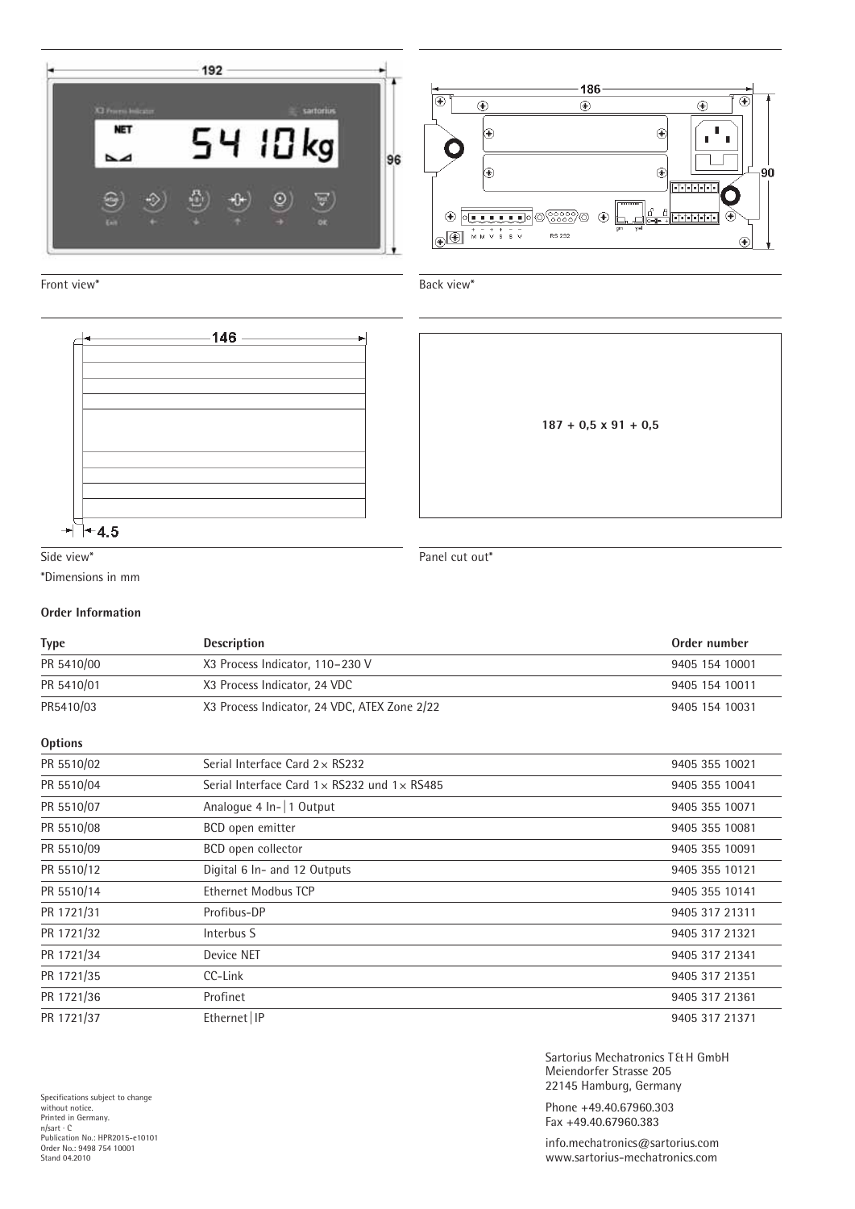192

96

Front view*

186

90

RS 232

Back view*

146

4.5

Side view*

187 + 0,5 x 91 + 0,5

Panel cut out*

*Dimensions in mm

**Order Information**

| Type | Description | Order number |
|---|---|---|
| PR 5410/00 | X3 Process Indicator, 110–230 V | 9405 154 10001 |
| PR 5410/01 | X3 Process Indicator, 24 VDC | 9405 154 10011 |
| PR5410/03 | X3 Process Indicator, 24 VDC, ATEX Zone 2/22 | 9405 154 10031 |
| **Options** | | |
| PR 5510/02 | Serial Interface Card 2× RS232 | 9405 355 10021 |
| PR 5510/04 | Serial Interface Card 1× RS232 und 1× RS485 | 9405 355 10041 |
| PR 5510/07 | Analogue 4 In- \| 1 Output | 9405 355 10071 |
| PR 5510/08 | BCD open emitter | 9405 355 10081 |
| PR 5510/09 | BCD open collector | 9405 355 10091 |
| PR 5510/12 | Digital 6 In- and 12 Outputs | 9405 355 10121 |
| PR 5510/14 | Ethernet Modbus TCP | 9405 355 10141 |
| PR 1721/31 | Profibus-DP | 9405 317 21311 |
| PR 1721/32 | Interbus S | 9405 317 21321 |
| PR 1721/34 | Device NET | 9405 317 21341 |
| PR 1721/35 | CC-Link | 9405 317 21351 |
| PR 1721/36 | Profinet | 9405 317 21361 |
| PR 1721/37 | Ethernet \| IP | 9405 317 21371 |

Sartorius Mechatronics T&H GmbH
Meiendorfer Strasse 205
22145 Hamburg, Germany

Phone +49.40.67960.303
Fax +49.40.67960.383

info.mechatronics@sartorius.com
www.sartorius-mechatronics.com

Specifications subject to change without notice.
Printed in Germany.
n/sart · C
Publication No.: HPR2015-e10101
Order No.: 9498 754 10001
Stand 04.2010